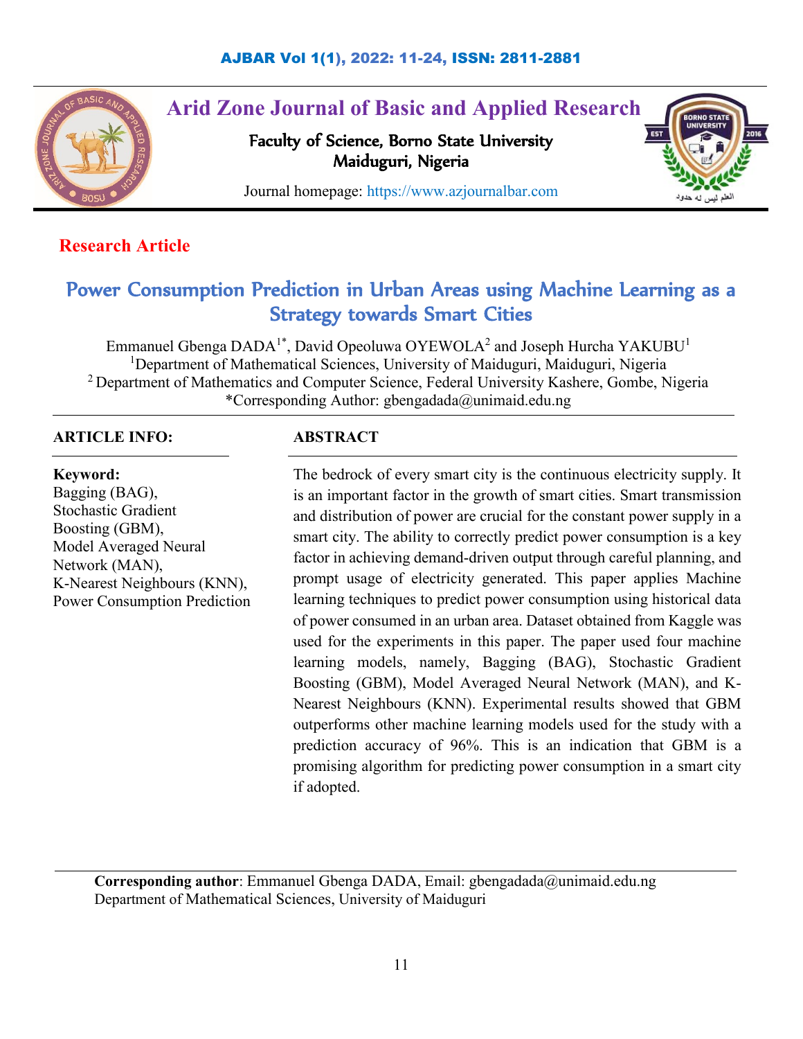# Arid Zone Journal of Basic and Applied Research

Faculty of Science, Borno State University
Maiduguri, Nigeria

Journal homepage: https://www.azjournalbar.com

**Research Article**

## Power Consumption Prediction in Urban Areas using Machine Learning as a Strategy towards Smart Cities

Emmanuel Gbenga DADA[1*], David Opeoluwa OYEWOLA[2] and Joseph Hurcha YAKUBU[1]

[1]Department of Mathematical Sciences, University of Maiduguri, Maiduguri, Nigeria

[2] Department of Mathematics and Computer Science, Federal University Kashere, Gombe, Nigeria

*Corresponding Author: gbengadada@unimaid.edu.ng

**ARTICLE INFO:**

**Keyword:**
Bagging (BAG),
Stochastic Gradient Boosting (GBM),
Model Averaged Neural Network (MAN),
K-Nearest Neighbours (KNN),
Power Consumption Prediction

**ABSTRACT**

The bedrock of every smart city is the continuous electricity supply. It is an important factor in the growth of smart cities. Smart transmission and distribution of power are crucial for the constant power supply in a smart city. The ability to correctly predict power consumption is a key factor in achieving demand-driven output through careful planning, and prompt usage of electricity generated. This paper applies Machine learning techniques to predict power consumption using historical data of power consumed in an urban area. Dataset obtained from Kaggle was used for the experiments in this paper. The paper used four machine learning models, namely, Bagging (BAG), Stochastic Gradient Boosting (GBM), Model Averaged Neural Network (MAN), and K-Nearest Neighbours (KNN). Experimental results showed that GBM outperforms other machine learning models used for the study with a prediction accuracy of 96%. This is an indication that GBM is a promising algorithm for predicting power consumption in a smart city if adopted.

**Corresponding author**: Emmanuel Gbenga DADA, Email: gbengadada@unimaid.edu.ng
Department of Mathematical Sciences, University of Maiduguri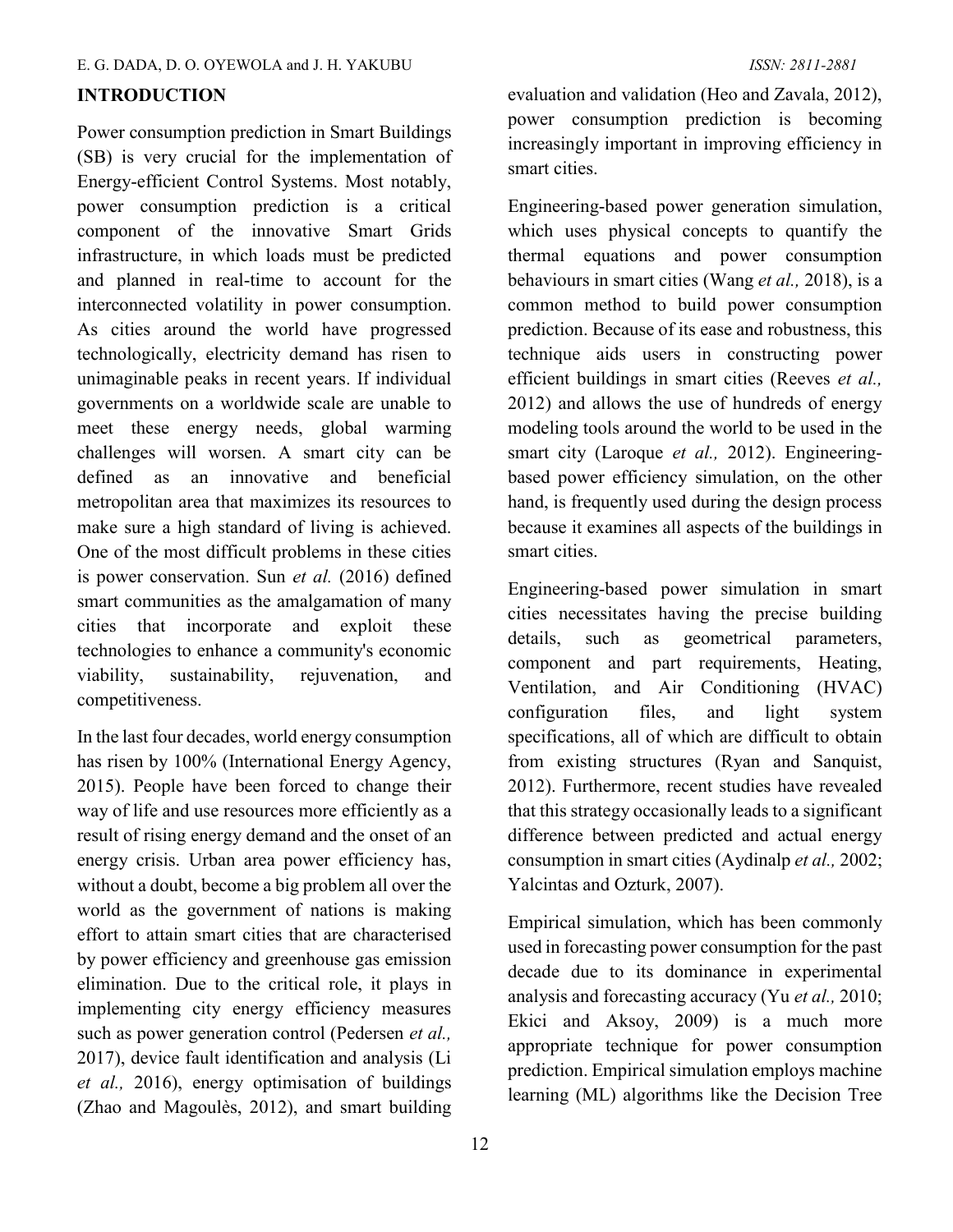## INTRODUCTION

Power consumption prediction in Smart Buildings (SB) is very crucial for the implementation of Energy-efficient Control Systems. Most notably, power consumption prediction is a critical component of the innovative Smart Grids infrastructure, in which loads must be predicted and planned in real-time to account for the interconnected volatility in power consumption. As cities around the world have progressed technologically, electricity demand has risen to unimaginable peaks in recent years. If individual governments on a worldwide scale are unable to meet these energy needs, global warming challenges will worsen. A smart city can be defined as an innovative and beneficial metropolitan area that maximizes its resources to make sure a high standard of living is achieved. One of the most difficult problems in these cities is power conservation. Sun *et al.* (2016) defined smart communities as the amalgamation of many cities that incorporate and exploit these technologies to enhance a community's economic viability, sustainability, rejuvenation, and competitiveness.

In the last four decades, world energy consumption has risen by 100% (International Energy Agency, 2015). People have been forced to change their way of life and use resources more efficiently as a result of rising energy demand and the onset of an energy crisis. Urban area power efficiency has, without a doubt, become a big problem all over the world as the government of nations is making effort to attain smart cities that are characterised by power efficiency and greenhouse gas emission elimination. Due to the critical role, it plays in implementing city energy efficiency measures such as power generation control (Pedersen *et al.,* 2017), device fault identification and analysis (Li *et al.,* 2016), energy optimisation of buildings (Zhao and Magoulès, 2012), and smart building evaluation and validation (Heo and Zavala, 2012), power consumption prediction is becoming increasingly important in improving efficiency in smart cities.

Engineering-based power generation simulation, which uses physical concepts to quantify the thermal equations and power consumption behaviours in smart cities (Wang *et al.,* 2018), is a common method to build power consumption prediction. Because of its ease and robustness, this technique aids users in constructing power efficient buildings in smart cities (Reeves *et al.,* 2012) and allows the use of hundreds of energy modeling tools around the world to be used in the smart city (Laroque *et al.,* 2012). Engineering-based power efficiency simulation, on the other hand, is frequently used during the design process because it examines all aspects of the buildings in smart cities.

Engineering-based power simulation in smart cities necessitates having the precise building details, such as geometrical parameters, component and part requirements, Heating, Ventilation, and Air Conditioning (HVAC) configuration files, and light system specifications, all of which are difficult to obtain from existing structures (Ryan and Sanquist, 2012). Furthermore, recent studies have revealed that this strategy occasionally leads to a significant difference between predicted and actual energy consumption in smart cities (Aydinalp *et al.,* 2002; Yalcintas and Ozturk, 2007).

Empirical simulation, which has been commonly used in forecasting power consumption for the past decade due to its dominance in experimental analysis and forecasting accuracy (Yu *et al.,* 2010; Ekici and Aksoy, 2009) is a much more appropriate technique for power consumption prediction. Empirical simulation employs machine learning (ML) algorithms like the Decision Tree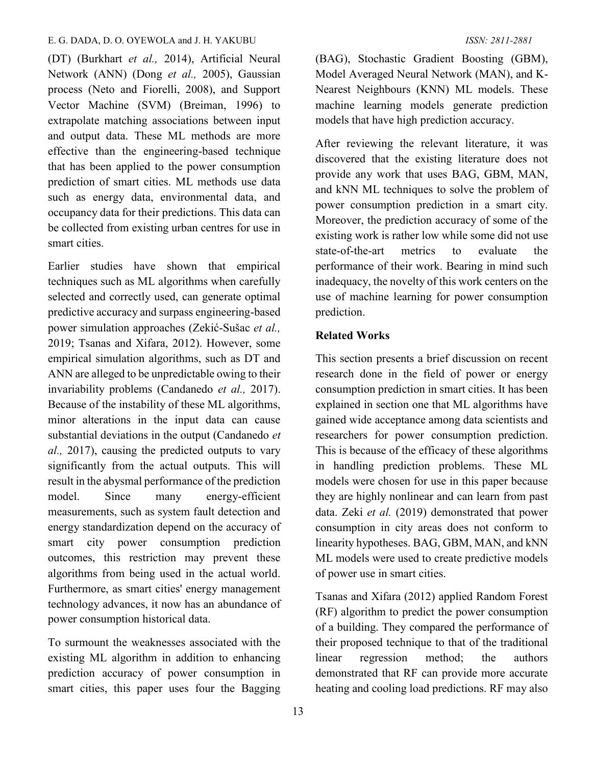(DT) (Burkhart *et al.,* 2014), Artificial Neural Network (ANN) (Dong *et al.,* 2005), Gaussian process (Neto and Fiorelli, 2008), and Support Vector Machine (SVM) (Breiman, 1996) to extrapolate matching associations between input and output data. These ML methods are more effective than the engineering-based technique that has been applied to the power consumption prediction of smart cities. ML methods use data such as energy data, environmental data, and occupancy data for their predictions. This data can be collected from existing urban centres for use in smart cities.

Earlier studies have shown that empirical techniques such as ML algorithms when carefully selected and correctly used, can generate optimal predictive accuracy and surpass engineering-based power simulation approaches (Zekić-Sušac *et al.,* 2019; Tsanas and Xifara, 2012). However, some empirical simulation algorithms, such as DT and ANN are alleged to be unpredictable owing to their invariability problems (Candanedo *et al.,* 2017). Because of the instability of these ML algorithms, minor alterations in the input data can cause substantial deviations in the output (Candanedo *et al.,* 2017), causing the predicted outputs to vary significantly from the actual outputs. This will result in the abysmal performance of the prediction model. Since many energy-efficient measurements, such as system fault detection and energy standardization depend on the accuracy of smart city power consumption prediction outcomes, this restriction may prevent these algorithms from being used in the actual world. Furthermore, as smart cities' energy management technology advances, it now has an abundance of power consumption historical data.

To surmount the weaknesses associated with the existing ML algorithm in addition to enhancing prediction accuracy of power consumption in smart cities, this paper uses four the Bagging (BAG), Stochastic Gradient Boosting (GBM), Model Averaged Neural Network (MAN), and K-Nearest Neighbours (KNN) ML models. These machine learning models generate prediction models that have high prediction accuracy.

After reviewing the relevant literature, it was discovered that the existing literature does not provide any work that uses BAG, GBM, MAN, and kNN ML techniques to solve the problem of power consumption prediction in a smart city. Moreover, the prediction accuracy of some of the existing work is rather low while some did not use state-of-the-art metrics to evaluate the performance of their work. Bearing in mind such inadequacy, the novelty of this work centers on the use of machine learning for power consumption prediction.

## Related Works

This section presents a brief discussion on recent research done in the field of power or energy consumption prediction in smart cities. It has been explained in section one that ML algorithms have gained wide acceptance among data scientists and researchers for power consumption prediction. This is because of the efficacy of these algorithms in handling prediction problems. These ML models were chosen for use in this paper because they are highly nonlinear and can learn from past data. Zeki *et al.* (2019) demonstrated that power consumption in city areas does not conform to linearity hypotheses. BAG, GBM, MAN, and kNN ML models were used to create predictive models of power use in smart cities.

Tsanas and Xifara (2012) applied Random Forest (RF) algorithm to predict the power consumption of a building. They compared the performance of their proposed technique to that of the traditional linear regression method; the authors demonstrated that RF can provide more accurate heating and cooling load predictions. RF may also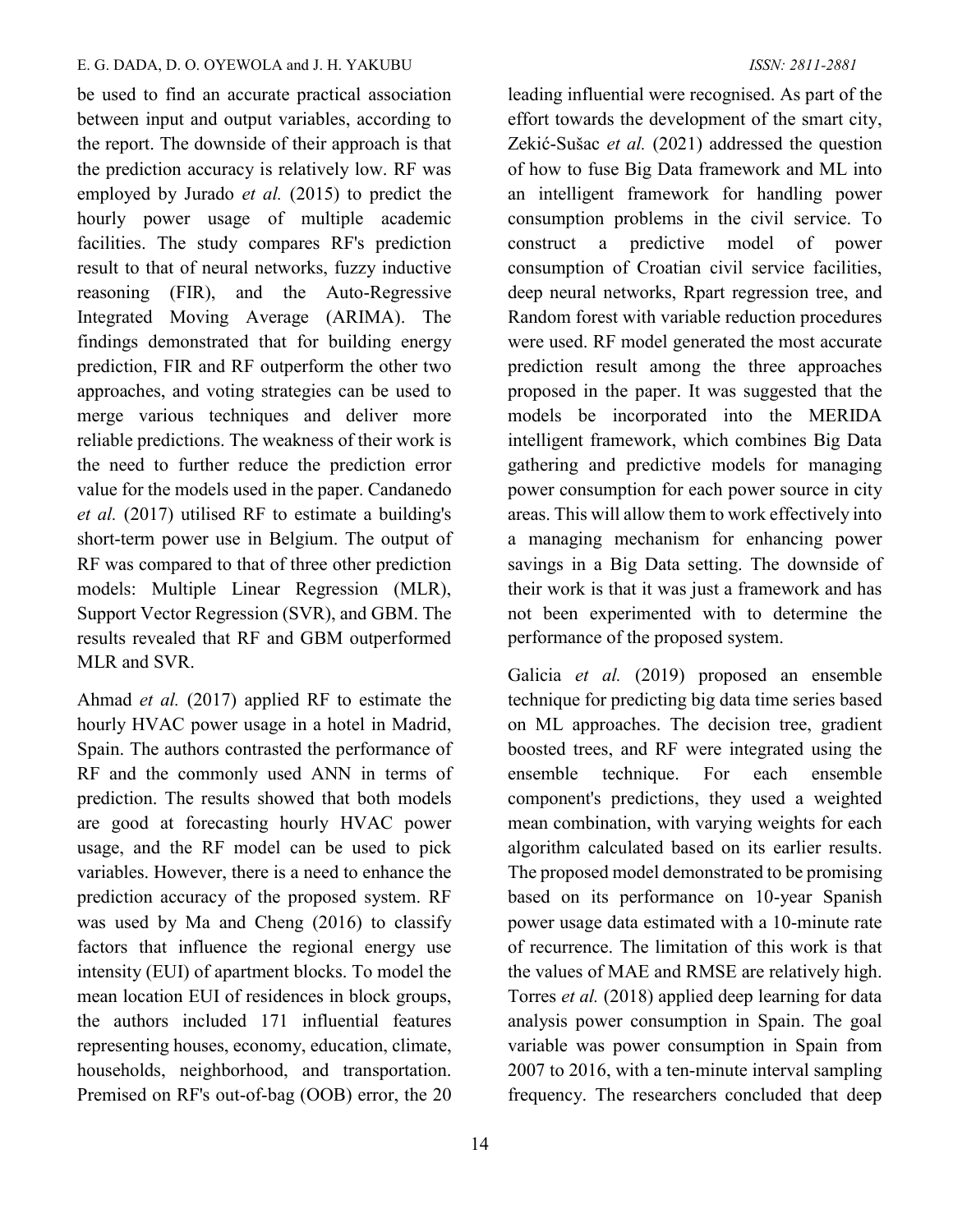be used to find an accurate practical association between input and output variables, according to the report. The downside of their approach is that the prediction accuracy is relatively low. RF was employed by Jurado *et al.* (2015) to predict the hourly power usage of multiple academic facilities. The study compares RF's prediction result to that of neural networks, fuzzy inductive reasoning (FIR), and the Auto-Regressive Integrated Moving Average (ARIMA). The findings demonstrated that for building energy prediction, FIR and RF outperform the other two approaches, and voting strategies can be used to merge various techniques and deliver more reliable predictions. The weakness of their work is the need to further reduce the prediction error value for the models used in the paper. Candanedo *et al.* (2017) utilised RF to estimate a building's short-term power use in Belgium. The output of RF was compared to that of three other prediction models: Multiple Linear Regression (MLR), Support Vector Regression (SVR), and GBM. The results revealed that RF and GBM outperformed MLR and SVR.

Ahmad *et al.* (2017) applied RF to estimate the hourly HVAC power usage in a hotel in Madrid, Spain. The authors contrasted the performance of RF and the commonly used ANN in terms of prediction. The results showed that both models are good at forecasting hourly HVAC power usage, and the RF model can be used to pick variables. However, there is a need to enhance the prediction accuracy of the proposed system. RF was used by Ma and Cheng (2016) to classify factors that influence the regional energy use intensity (EUI) of apartment blocks. To model the mean location EUI of residences in block groups, the authors included 171 influential features representing houses, economy, education, climate, households, neighborhood, and transportation. Premised on RF's out-of-bag (OOB) error, the 20 leading influential were recognised. As part of the effort towards the development of the smart city, Zekić-Sušac *et al.* (2021) addressed the question of how to fuse Big Data framework and ML into an intelligent framework for handling power consumption problems in the civil service. To construct a predictive model of power consumption of Croatian civil service facilities, deep neural networks, Rpart regression tree, and Random forest with variable reduction procedures were used. RF model generated the most accurate prediction result among the three approaches proposed in the paper. It was suggested that the models be incorporated into the MERIDA intelligent framework, which combines Big Data gathering and predictive models for managing power consumption for each power source in city areas. This will allow them to work effectively into a managing mechanism for enhancing power savings in a Big Data setting. The downside of their work is that it was just a framework and has not been experimented with to determine the performance of the proposed system.

Galicia *et al.* (2019) proposed an ensemble technique for predicting big data time series based on ML approaches. The decision tree, gradient boosted trees, and RF were integrated using the ensemble technique. For each ensemble component's predictions, they used a weighted mean combination, with varying weights for each algorithm calculated based on its earlier results. The proposed model demonstrated to be promising based on its performance on 10-year Spanish power usage data estimated with a 10-minute rate of recurrence. The limitation of this work is that the values of MAE and RMSE are relatively high. Torres *et al.* (2018) applied deep learning for data analysis power consumption in Spain. The goal variable was power consumption in Spain from 2007 to 2016, with a ten-minute interval sampling frequency. The researchers concluded that deep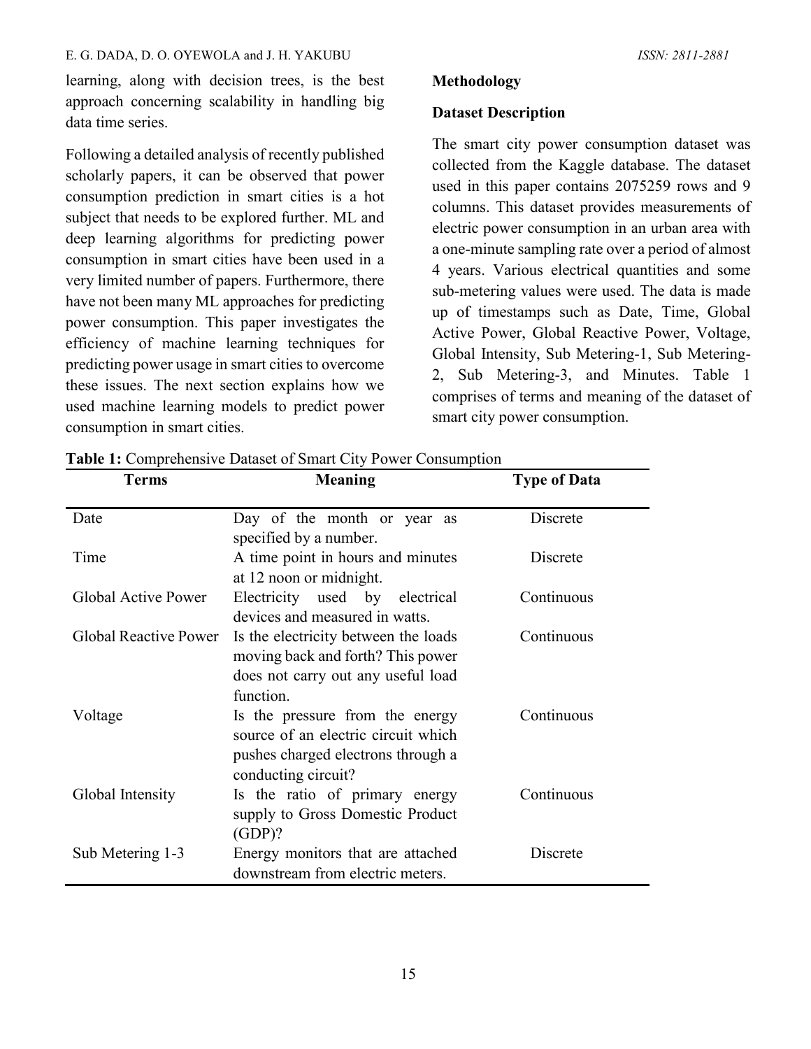learning, along with decision trees, is the best approach concerning scalability in handling big data time series.

Following a detailed analysis of recently published scholarly papers, it can be observed that power consumption prediction in smart cities is a hot subject that needs to be explored further. ML and deep learning algorithms for predicting power consumption in smart cities have been used in a very limited number of papers. Furthermore, there have not been many ML approaches for predicting power consumption. This paper investigates the efficiency of machine learning techniques for predicting power usage in smart cities to overcome these issues. The next section explains how we used machine learning models to predict power consumption in smart cities.

## Methodology

### Dataset Description

The smart city power consumption dataset was collected from the Kaggle database. The dataset used in this paper contains 2075259 rows and 9 columns. This dataset provides measurements of electric power consumption in an urban area with a one-minute sampling rate over a period of almost 4 years. Various electrical quantities and some sub-metering values were used. The data is made up of timestamps such as Date, Time, Global Active Power, Global Reactive Power, Voltage, Global Intensity, Sub Metering-1, Sub Metering-2, Sub Metering-3, and Minutes. Table 1 comprises of terms and meaning of the dataset of smart city power consumption.

**Table 1:** Comprehensive Dataset of Smart City Power Consumption

| Terms | Meaning | Type of Data |
|---|---|---|
| Date | Day of the month or year as specified by a number. | Discrete |
| Time | A time point in hours and minutes at 12 noon or midnight. | Discrete |
| Global Active Power | Electricity used by electrical devices and measured in watts. | Continuous |
| Global Reactive Power | Is the electricity between the loads moving back and forth? This power does not carry out any useful load function. | Continuous |
| Voltage | Is the pressure from the energy source of an electric circuit which pushes charged electrons through a conducting circuit? | Continuous |
| Global Intensity | Is the ratio of primary energy supply to Gross Domestic Product (GDP)? | Continuous |
| Sub Metering 1-3 | Energy monitors that are attached downstream from electric meters. | Discrete |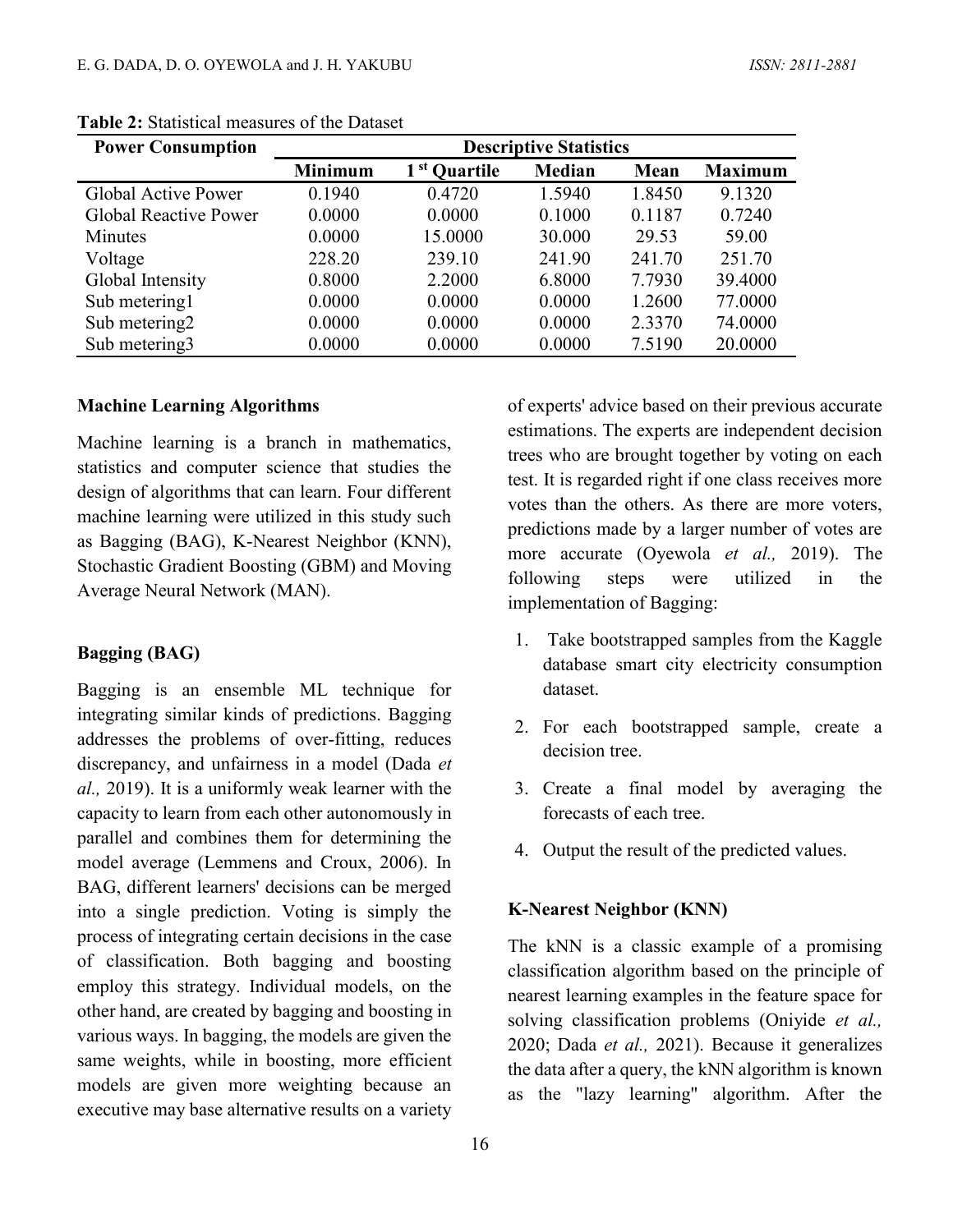**Table 2:** Statistical measures of the Dataset

| Power Consumption | Descriptive Statistics | | | | |
|---|---|---|---|---|---|
| | Minimum | 1 st Quartile | Median | Mean | Maximum |
| Global Active Power | 0.1940 | 0.4720 | 1.5940 | 1.8450 | 9.1320 |
| Global Reactive Power | 0.0000 | 0.0000 | 0.1000 | 0.1187 | 0.7240 |
| Minutes | 0.0000 | 15.0000 | 30.000 | 29.53 | 59.00 |
| Voltage | 228.20 | 239.10 | 241.90 | 241.70 | 251.70 |
| Global Intensity | 0.8000 | 2.2000 | 6.8000 | 7.7930 | 39.4000 |
| Sub metering1 | 0.0000 | 0.0000 | 0.0000 | 1.2600 | 77.0000 |
| Sub metering2 | 0.0000 | 0.0000 | 0.0000 | 2.3370 | 74.0000 |
| Sub metering3 | 0.0000 | 0.0000 | 0.0000 | 7.5190 | 20.0000 |

### Machine Learning Algorithms

Machine learning is a branch in mathematics, statistics and computer science that studies the design of algorithms that can learn. Four different machine learning were utilized in this study such as Bagging (BAG), K-Nearest Neighbor (KNN), Stochastic Gradient Boosting (GBM) and Moving Average Neural Network (MAN).

### Bagging (BAG)

Bagging is an ensemble ML technique for integrating similar kinds of predictions. Bagging addresses the problems of over-fitting, reduces discrepancy, and unfairness in a model (Dada *et al.,* 2019). It is a uniformly weak learner with the capacity to learn from each other autonomously in parallel and combines them for determining the model average (Lemmens and Croux, 2006). In BAG, different learners' decisions can be merged into a single prediction. Voting is simply the process of integrating certain decisions in the case of classification. Both bagging and boosting employ this strategy. Individual models, on the other hand, are created by bagging and boosting in various ways. In bagging, the models are given the same weights, while in boosting, more efficient models are given more weighting because an executive may base alternative results on a variety of experts' advice based on their previous accurate estimations. The experts are independent decision trees who are brought together by voting on each test. It is regarded right if one class receives more votes than the others. As there are more voters, predictions made by a larger number of votes are more accurate (Oyewola *et al.,* 2019). The following steps were utilized in the implementation of Bagging:

1. Take bootstrapped samples from the Kaggle database smart city electricity consumption dataset.
2. For each bootstrapped sample, create a decision tree.
3. Create a final model by averaging the forecasts of each tree.
4. Output the result of the predicted values.

### K-Nearest Neighbor (KNN)

The kNN is a classic example of a promising classification algorithm based on the principle of nearest learning examples in the feature space for solving classification problems (Oniyide *et al.,* 2020; Dada *et al.,* 2021). Because it generalizes the data after a query, the kNN algorithm is known as the "lazy learning" algorithm. After the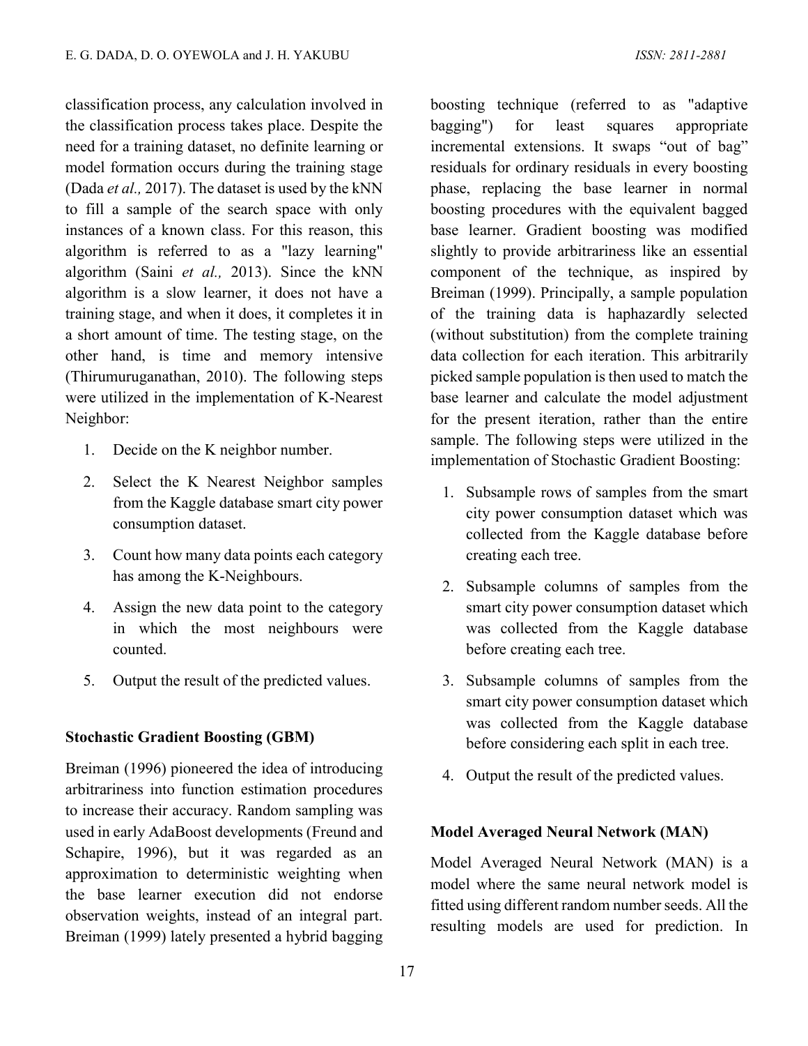classification process, any calculation involved in the classification process takes place. Despite the need for a training dataset, no definite learning or model formation occurs during the training stage (Dada *et al.,* 2017). The dataset is used by the kNN to fill a sample of the search space with only instances of a known class. For this reason, this algorithm is referred to as a "lazy learning" algorithm (Saini *et al.,* 2013). Since the kNN algorithm is a slow learner, it does not have a training stage, and when it does, it completes it in a short amount of time. The testing stage, on the other hand, is time and memory intensive (Thirumuruganathan, 2010). The following steps were utilized in the implementation of K-Nearest Neighbor:

1. Decide on the K neighbor number.
2. Select the K Nearest Neighbor samples from the Kaggle database smart city power consumption dataset.
3. Count how many data points each category has among the K-Neighbours.
4. Assign the new data point to the category in which the most neighbours were counted.
5. Output the result of the predicted values.

**Stochastic Gradient Boosting (GBM)**

Breiman (1996) pioneered the idea of introducing arbitrariness into function estimation procedures to increase their accuracy. Random sampling was used in early AdaBoost developments (Freund and Schapire, 1996), but it was regarded as an approximation to deterministic weighting when the base learner execution did not endorse observation weights, instead of an integral part. Breiman (1999) lately presented a hybrid bagging boosting technique (referred to as "adaptive bagging") for least squares appropriate incremental extensions. It swaps "out of bag" residuals for ordinary residuals in every boosting phase, replacing the base learner in normal boosting procedures with the equivalent bagged base learner. Gradient boosting was modified slightly to provide arbitrariness like an essential component of the technique, as inspired by Breiman (1999). Principally, a sample population of the training data is haphazardly selected (without substitution) from the complete training data collection for each iteration. This arbitrarily picked sample population is then used to match the base learner and calculate the model adjustment for the present iteration, rather than the entire sample. The following steps were utilized in the implementation of Stochastic Gradient Boosting:

1. Subsample rows of samples from the smart city power consumption dataset which was collected from the Kaggle database before creating each tree.
2. Subsample columns of samples from the smart city power consumption dataset which was collected from the Kaggle database before creating each tree.
3. Subsample columns of samples from the smart city power consumption dataset which was collected from the Kaggle database before considering each split in each tree.
4. Output the result of the predicted values.

**Model Averaged Neural Network (MAN)**

Model Averaged Neural Network (MAN) is a model where the same neural network model is fitted using different random number seeds. All the resulting models are used for prediction. In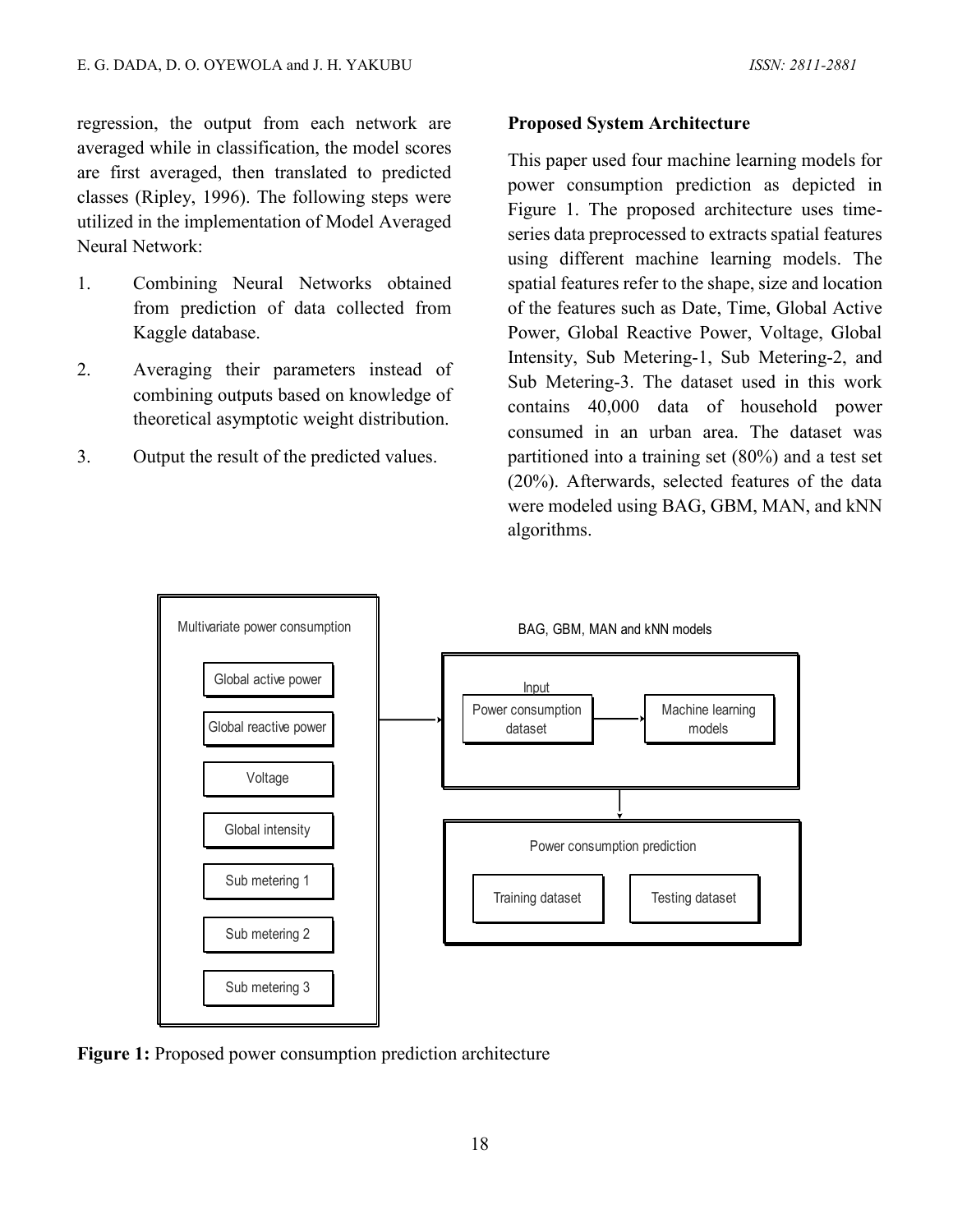regression, the output from each network are averaged while in classification, the model scores are first averaged, then translated to predicted classes (Ripley, 1996). The following steps were utilized in the implementation of Model Averaged Neural Network:

1. Combining Neural Networks obtained from prediction of data collected from Kaggle database.
2. Averaging their parameters instead of combining outputs based on knowledge of theoretical asymptotic weight distribution.
3. Output the result of the predicted values.

**Proposed System Architecture**

This paper used four machine learning models for power consumption prediction as depicted in Figure 1. The proposed architecture uses time-series data preprocessed to extracts spatial features using different machine learning models. The spatial features refer to the shape, size and location of the features such as Date, Time, Global Active Power, Global Reactive Power, Voltage, Global Intensity, Sub Metering-1, Sub Metering-2, and Sub Metering-3. The dataset used in this work contains 40,000 data of household power consumed in an urban area. The dataset was partitioned into a training set (80%) and a test set (20%). Afterwards, selected features of the data were modeled using BAG, GBM, MAN, and kNN algorithms.

Multivariate power consumption

Global active power

Global reactive power

Voltage

Global intensity

Sub metering 1

Sub metering 2

Sub metering 3

BAG, GBM, MAN and kNN models

Input

Power consumption dataset

Machine learning models

Power consumption prediction

Training dataset

Testing dataset

**Figure 1:** Proposed power consumption prediction architecture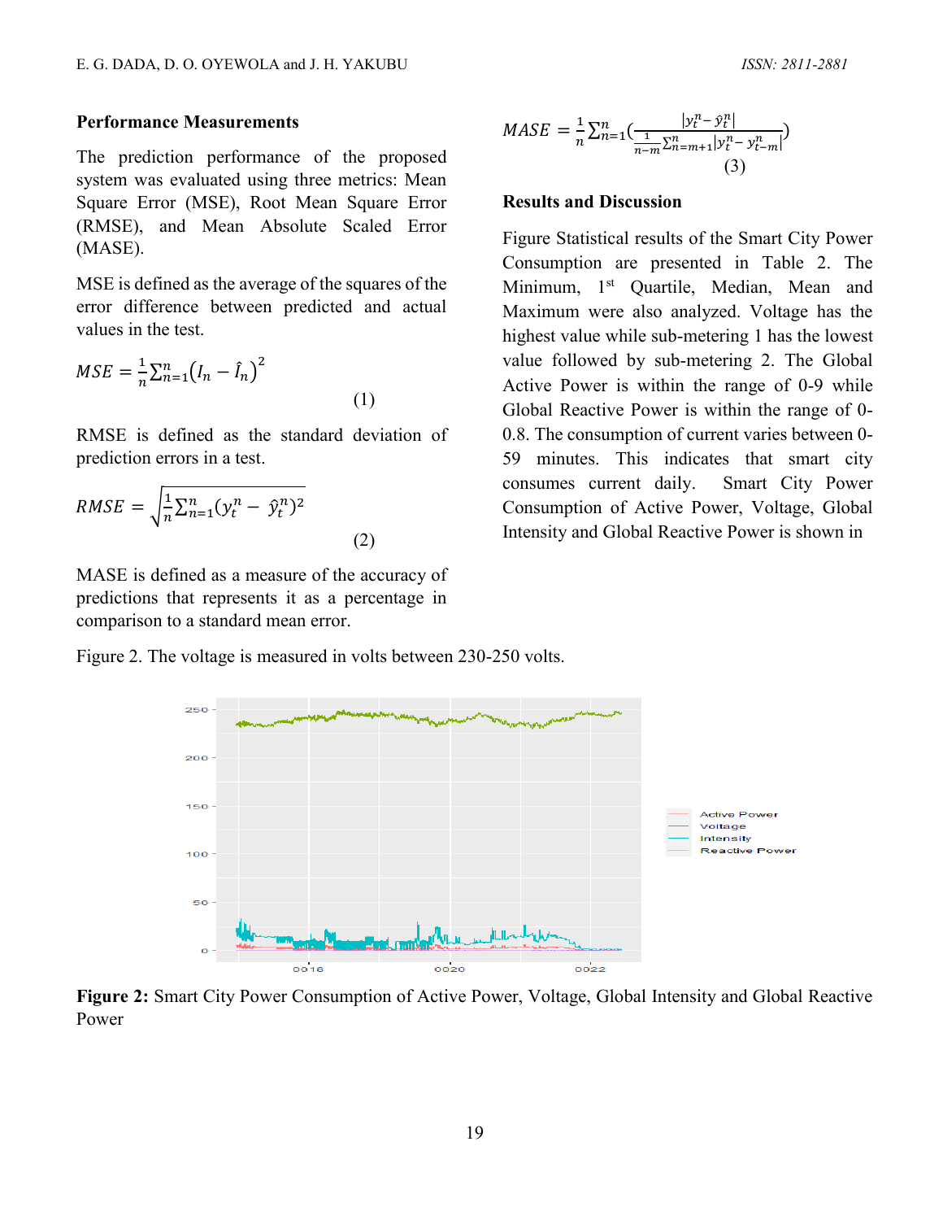### Performance Measurements

The prediction performance of the proposed system was evaluated using three metrics: Mean Square Error (MSE), Root Mean Square Error (RMSE), and Mean Absolute Scaled Error (MASE).

MSE is defined as the average of the squares of the error difference between predicted and actual values in the test.

$$MSE = \frac{1}{n}\sum_{n=1}^{n}\left(I_n - \hat{I}_n\right)^2 \tag{1}$$

RMSE is defined as the standard deviation of prediction errors in a test.

$$RMSE = \sqrt{\frac{1}{n}\sum_{n=1}^{n}(y_t^n - \hat{y}_t^n)^2} \tag{2}$$

MASE is defined as a measure of the accuracy of predictions that represents it as a percentage in comparison to a standard mean error.

$$MASE = \frac{1}{n}\sum_{n=1}^{n}\left(\frac{|y_t^n - \hat{y}_t^n|}{\frac{1}{n-m}\sum_{n=m+1}^{n}|y_t^n - y_{t-m}^n|}\right) \tag{3}$$

### Results and Discussion

Figure Statistical results of the Smart City Power Consumption are presented in Table 2. The Minimum, 1st Quartile, Median, Mean and Maximum were also analyzed. Voltage has the highest value while sub-metering 1 has the lowest value followed by sub-metering 2. The Global Active Power is within the range of 0-9 while Global Reactive Power is within the range of 0-0.8. The consumption of current varies between 0-59 minutes. This indicates that smart city consumes current daily. Smart City Power Consumption of Active Power, Voltage, Global Intensity and Global Reactive Power is shown in Figure 2. The voltage is measured in volts between 230-250 volts.

**Figure 2:** Smart City Power Consumption of Active Power, Voltage, Global Intensity and Global Reactive Power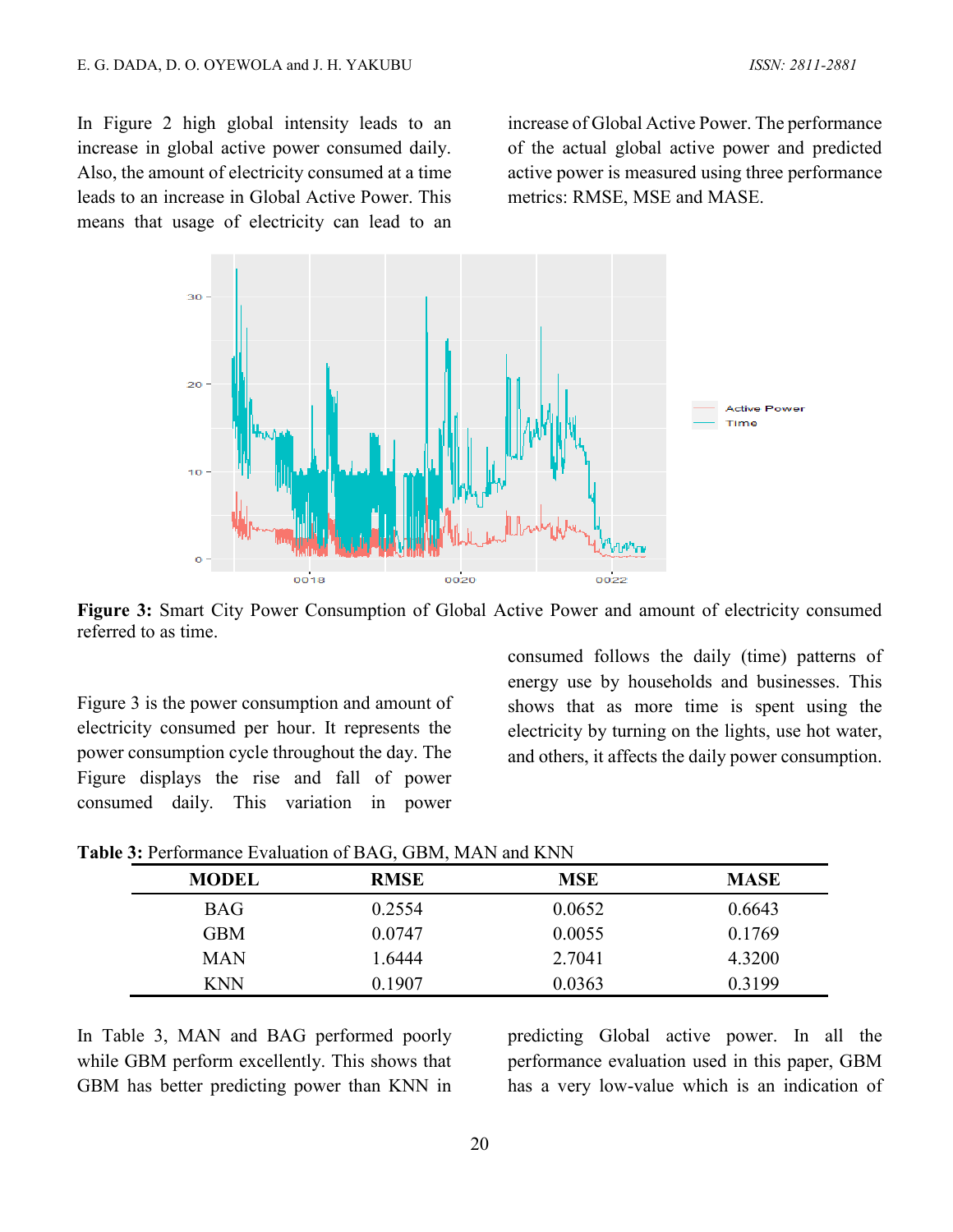In Figure 2 high global intensity leads to an increase in global active power consumed daily. Also, the amount of electricity consumed at a time leads to an increase in Global Active Power. This means that usage of electricity can lead to an increase of Global Active Power. The performance of the actual global active power and predicted active power is measured using three performance metrics: RMSE, MSE and MASE.

**Figure 3:** Smart City Power Consumption of Global Active Power and amount of electricity consumed referred to as time.

Figure 3 is the power consumption and amount of electricity consumed per hour. It represents the power consumption cycle throughout the day. The Figure displays the rise and fall of power consumed daily. This variation in power consumed follows the daily (time) patterns of energy use by households and businesses. This shows that as more time is spent using the electricity by turning on the lights, use hot water, and others, it affects the daily power consumption.

**Table 3:** Performance Evaluation of BAG, GBM, MAN and KNN

| MODEL | RMSE | MSE | MASE |
| --- | --- | --- | --- |
| BAG | 0.2554 | 0.0652 | 0.6643 |
| GBM | 0.0747 | 0.0055 | 0.1769 |
| MAN | 1.6444 | 2.7041 | 4.3200 |
| KNN | 0.1907 | 0.0363 | 0.3199 |

In Table 3, MAN and BAG performed poorly while GBM perform excellently. This shows that GBM has better predicting power than KNN in predicting Global active power. In all the performance evaluation used in this paper, GBM has a very low-value which is an indication of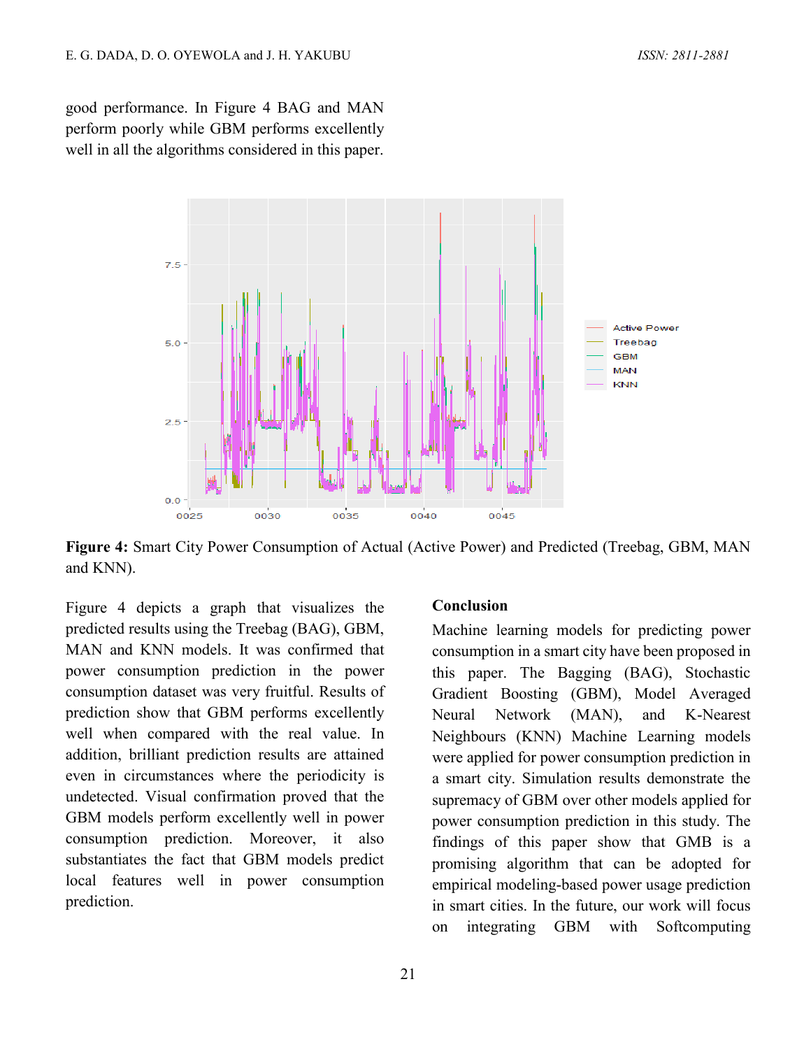good performance. In Figure 4 BAG and MAN perform poorly while GBM performs excellently well in all the algorithms considered in this paper.

**Figure 4:** Smart City Power Consumption of Actual (Active Power) and Predicted (Treebag, GBM, MAN and KNN).

Figure 4 depicts a graph that visualizes the predicted results using the Treebag (BAG), GBM, MAN and KNN models. It was confirmed that power consumption prediction in the power consumption dataset was very fruitful. Results of prediction show that GBM performs excellently well when compared with the real value. In addition, brilliant prediction results are attained even in circumstances where the periodicity is undetected. Visual confirmation proved that the GBM models perform excellently well in power consumption prediction. Moreover, it also substantiates the fact that GBM models predict local features well in power consumption prediction.

## Conclusion

Machine learning models for predicting power consumption in a smart city have been proposed in this paper. The Bagging (BAG), Stochastic Gradient Boosting (GBM), Model Averaged Neural Network (MAN), and K-Nearest Neighbours (KNN) Machine Learning models were applied for power consumption prediction in a smart city. Simulation results demonstrate the supremacy of GBM over other models applied for power consumption prediction in this study. The findings of this paper show that GMB is a promising algorithm that can be adopted for empirical modeling-based power usage prediction in smart cities. In the future, our work will focus on integrating GBM with Softcomputing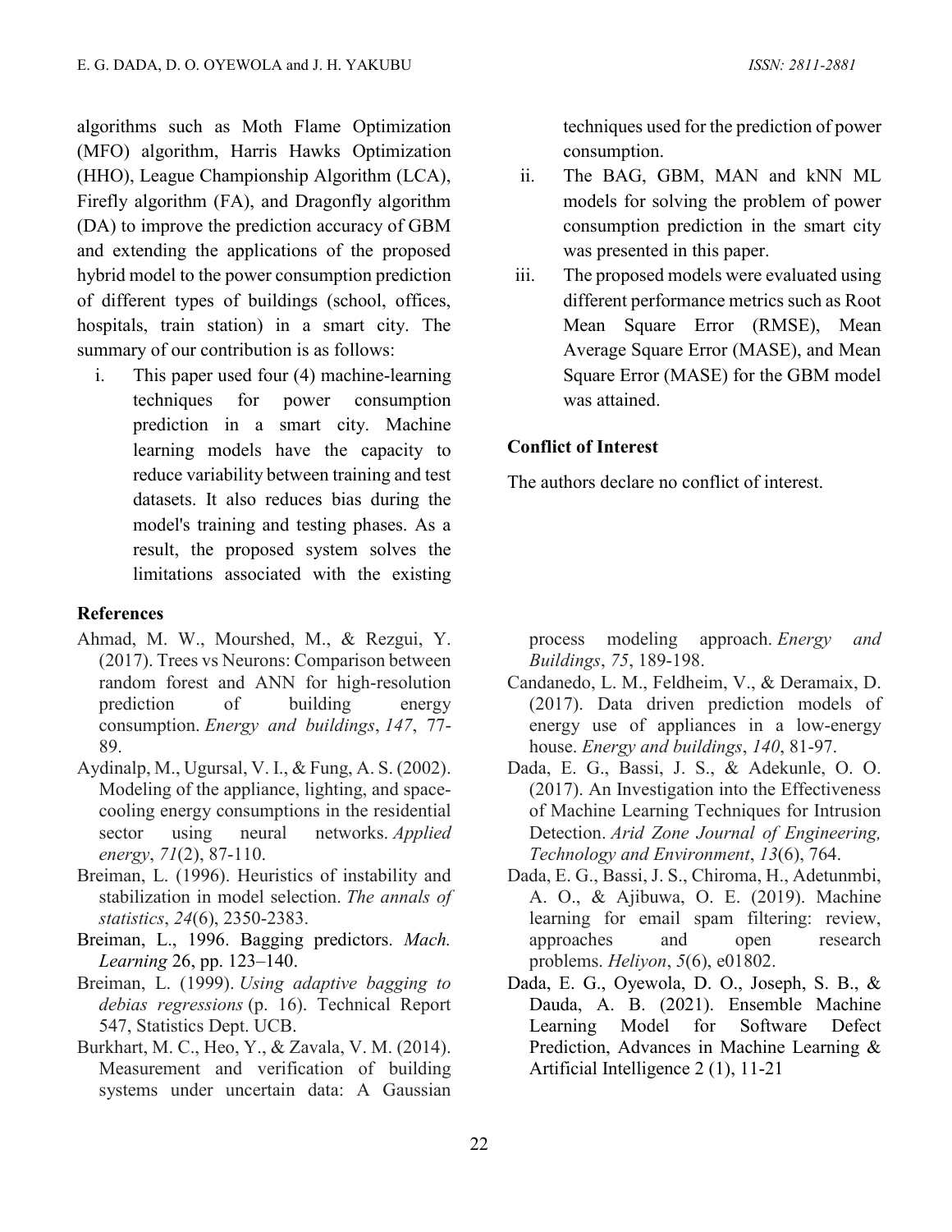algorithms such as Moth Flame Optimization (MFO) algorithm, Harris Hawks Optimization (HHO), League Championship Algorithm (LCA), Firefly algorithm (FA), and Dragonfly algorithm (DA) to improve the prediction accuracy of GBM and extending the applications of the proposed hybrid model to the power consumption prediction of different types of buildings (school, offices, hospitals, train station) in a smart city. The summary of our contribution is as follows:

i. This paper used four (4) machine-learning techniques for power consumption prediction in a smart city. Machine learning models have the capacity to reduce variability between training and test datasets. It also reduces bias during the model's training and testing phases. As a result, the proposed system solves the limitations associated with the existing techniques used for the prediction of power consumption.
ii. The BAG, GBM, MAN and kNN ML models for solving the problem of power consumption prediction in the smart city was presented in this paper.
iii. The proposed models were evaluated using different performance metrics such as Root Mean Square Error (RMSE), Mean Average Square Error (MASE), and Mean Square Error (MASE) for the GBM model was attained.

## Conflict of Interest

The authors declare no conflict of interest.

## References

Ahmad, M. W., Mourshed, M., & Rezgui, Y. (2017). Trees vs Neurons: Comparison between random forest and ANN for high-resolution prediction of building energy consumption. *Energy and buildings*, *147*, 77-89.

Aydinalp, M., Ugursal, V. I., & Fung, A. S. (2002). Modeling of the appliance, lighting, and space-cooling energy consumptions in the residential sector using neural networks. *Applied energy*, *71*(2), 87-110.

Breiman, L. (1996). Heuristics of instability and stabilization in model selection. *The annals of statistics*, *24*(6), 2350-2383.

Breiman, L., 1996. Bagging predictors. *Mach. Learning* 26, pp. 123–140.

Breiman, L. (1999). *Using adaptive bagging to debias regressions* (p. 16). Technical Report 547, Statistics Dept. UCB.

Burkhart, M. C., Heo, Y., & Zavala, V. M. (2014). Measurement and verification of building systems under uncertain data: A Gaussian process modeling approach. *Energy and Buildings*, *75*, 189-198.

Candanedo, L. M., Feldheim, V., & Deramaix, D. (2017). Data driven prediction models of energy use of appliances in a low-energy house. *Energy and buildings*, *140*, 81-97.

Dada, E. G., Bassi, J. S., & Adekunle, O. O. (2017). An Investigation into the Effectiveness of Machine Learning Techniques for Intrusion Detection. *Arid Zone Journal of Engineering, Technology and Environment*, *13*(6), 764.

Dada, E. G., Bassi, J. S., Chiroma, H., Adetunmbi, A. O., & Ajibuwa, O. E. (2019). Machine learning for email spam filtering: review, approaches and open research problems. *Heliyon*, *5*(6), e01802.

Dada, E. G., Oyewola, D. O., Joseph, S. B., & Dauda, A. B. (2021). Ensemble Machine Learning Model for Software Defect Prediction, Advances in Machine Learning & Artificial Intelligence 2 (1), 11-21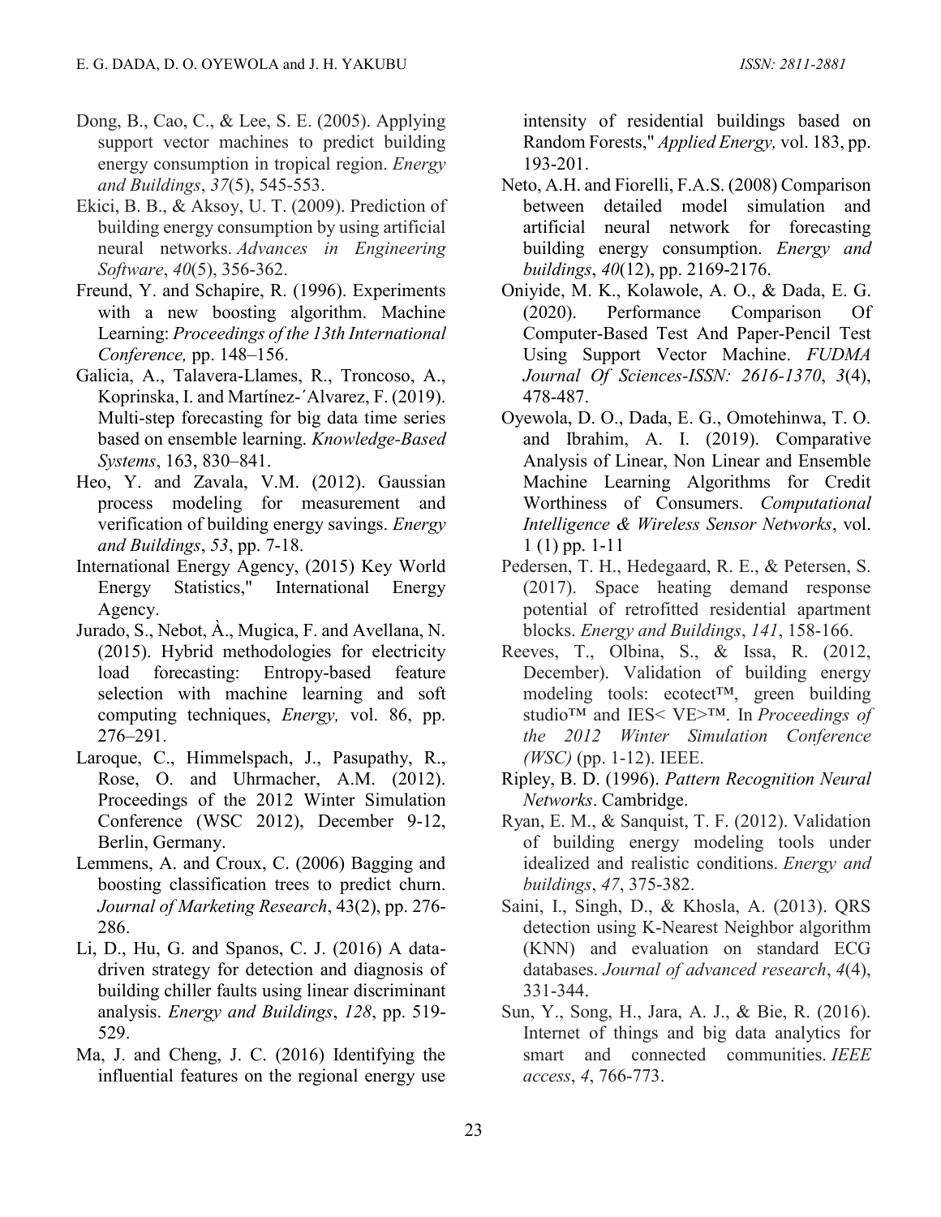Dong, B., Cao, C., & Lee, S. E. (2005). Applying support vector machines to predict building energy consumption in tropical region. *Energy and Buildings*, *37*(5), 545-553.

Ekici, B. B., & Aksoy, U. T. (2009). Prediction of building energy consumption by using artificial neural networks. *Advances in Engineering Software*, *40*(5), 356-362.

Freund, Y. and Schapire, R. (1996). Experiments with a new boosting algorithm. Machine Learning: *Proceedings of the 13th International Conference,* pp. 148–156.

Galicia, A., Talavera-Llames, R., Troncoso, A., Koprinska, I. and Martínez-´Alvarez, F. (2019). Multi-step forecasting for big data time series based on ensemble learning. *Knowledge-Based Systems*, 163, 830–841.

Heo, Y. and Zavala, V.M. (2012). Gaussian process modeling for measurement and verification of building energy savings. *Energy and Buildings*, *53*, pp. 7-18.

International Energy Agency, (2015) Key World Energy Statistics," International Energy Agency.

Jurado, S., Nebot, À., Mugica, F. and Avellana, N. (2015). Hybrid methodologies for electricity load forecasting: Entropy-based feature selection with machine learning and soft computing techniques, *Energy,* vol. 86, pp. 276–291.

Laroque, C., Himmelspach, J., Pasupathy, R., Rose, O. and Uhrmacher, A.M. (2012). Proceedings of the 2012 Winter Simulation Conference (WSC 2012), December 9-12, Berlin, Germany.

Lemmens, A. and Croux, C. (2006) Bagging and boosting classification trees to predict churn. *Journal of Marketing Research*, 43(2), pp. 276-286.

Li, D., Hu, G. and Spanos, C. J. (2016) A data-driven strategy for detection and diagnosis of building chiller faults using linear discriminant analysis. *Energy and Buildings*, *128*, pp. 519-529.

Ma, J. and Cheng, J. C. (2016) Identifying the influential features on the regional energy use intensity of residential buildings based on Random Forests," *Applied Energy,* vol. 183, pp. 193-201.

Neto, A.H. and Fiorelli, F.A.S. (2008) Comparison between detailed model simulation and artificial neural network for forecasting building energy consumption. *Energy and buildings*, *40*(12), pp. 2169-2176.

Oniyide, M. K., Kolawole, A. O., & Dada, E. G. (2020). Performance Comparison Of Computer-Based Test And Paper-Pencil Test Using Support Vector Machine. *FUDMA Journal Of Sciences-ISSN: 2616-1370*, *3*(4), 478-487.

Oyewola, D. O., Dada, E. G., Omotehinwa, T. O. and Ibrahim, A. I. (2019). Comparative Analysis of Linear, Non Linear and Ensemble Machine Learning Algorithms for Credit Worthiness of Consumers. *Computational Intelligence & Wireless Sensor Networks*, vol. 1 (1) pp. 1-11

Pedersen, T. H., Hedegaard, R. E., & Petersen, S. (2017). Space heating demand response potential of retrofitted residential apartment blocks. *Energy and Buildings*, *141*, 158-166.

Reeves, T., Olbina, S., & Issa, R. (2012, December). Validation of building energy modeling tools: ecotect™, green building studio™ and IES< VE>™. In *Proceedings of the 2012 Winter Simulation Conference (WSC)* (pp. 1-12). IEEE.

Ripley, B. D. (1996). *Pattern Recognition Neural Networks*. Cambridge.

Ryan, E. M., & Sanquist, T. F. (2012). Validation of building energy modeling tools under idealized and realistic conditions. *Energy and buildings*, *47*, 375-382.

Saini, I., Singh, D., & Khosla, A. (2013). QRS detection using K-Nearest Neighbor algorithm (KNN) and evaluation on standard ECG databases. *Journal of advanced research*, *4*(4), 331-344.

Sun, Y., Song, H., Jara, A. J., & Bie, R. (2016). Internet of things and big data analytics for smart and connected communities. *IEEE access*, *4*, 766-773.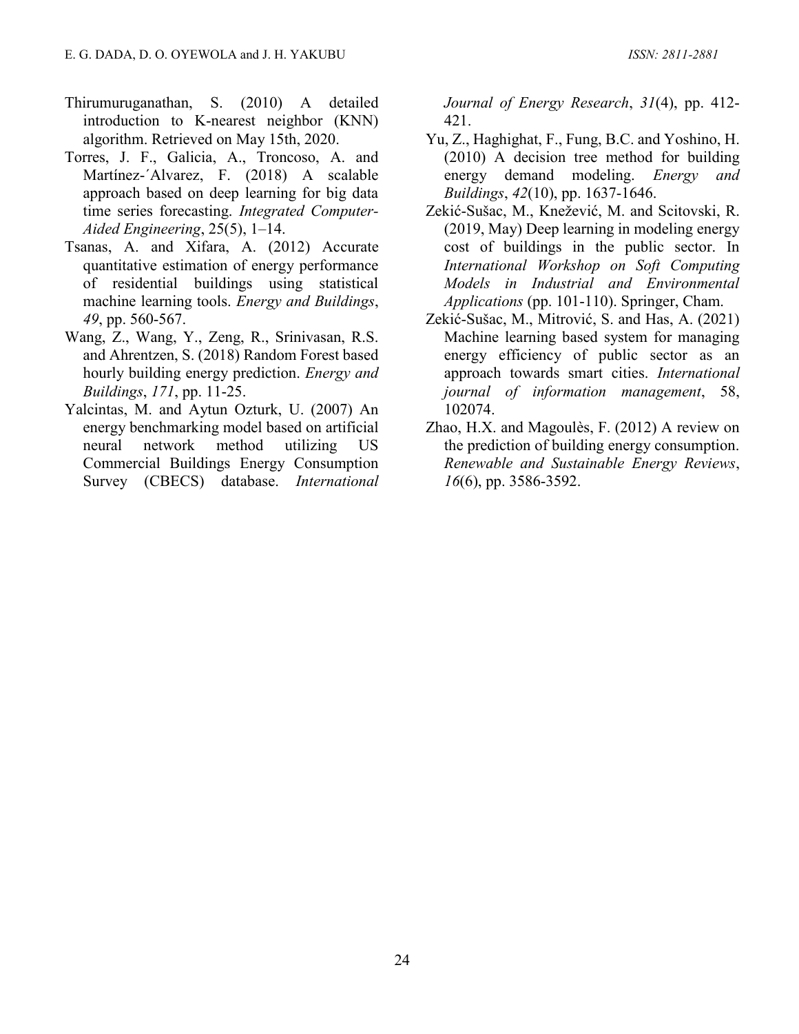Thirumuruganathan, S. (2010) A detailed introduction to K-nearest neighbor (KNN) algorithm. Retrieved on May 15th, 2020.

Torres, J. F., Galicia, A., Troncoso, A. and Martínez-´Alvarez, F. (2018) A scalable approach based on deep learning for big data time series forecasting. *Integrated Computer-Aided Engineering*, 25(5), 1–14.

Tsanas, A. and Xifara, A. (2012) Accurate quantitative estimation of energy performance of residential buildings using statistical machine learning tools. *Energy and Buildings*, *49*, pp. 560-567.

Wang, Z., Wang, Y., Zeng, R., Srinivasan, R.S. and Ahrentzen, S. (2018) Random Forest based hourly building energy prediction. *Energy and Buildings*, *171*, pp. 11-25.

Yalcintas, M. and Aytun Ozturk, U. (2007) An energy benchmarking model based on artificial neural network method utilizing US Commercial Buildings Energy Consumption Survey (CBECS) database. *International Journal of Energy Research*, *31*(4), pp. 412-421.

Yu, Z., Haghighat, F., Fung, B.C. and Yoshino, H. (2010) A decision tree method for building energy demand modeling. *Energy and Buildings*, *42*(10), pp. 1637-1646.

Zekić-Sušac, M., Knežević, M. and Scitovski, R. (2019, May) Deep learning in modeling energy cost of buildings in the public sector. In *International Workshop on Soft Computing Models in Industrial and Environmental Applications* (pp. 101-110). Springer, Cham.

Zekić-Sušac, M., Mitrović, S. and Has, A. (2021) Machine learning based system for managing energy efficiency of public sector as an approach towards smart cities. *International journal of information management*, 58, 102074.

Zhao, H.X. and Magoulès, F. (2012) A review on the prediction of building energy consumption. *Renewable and Sustainable Energy Reviews*, *16*(6), pp. 3586-3592.